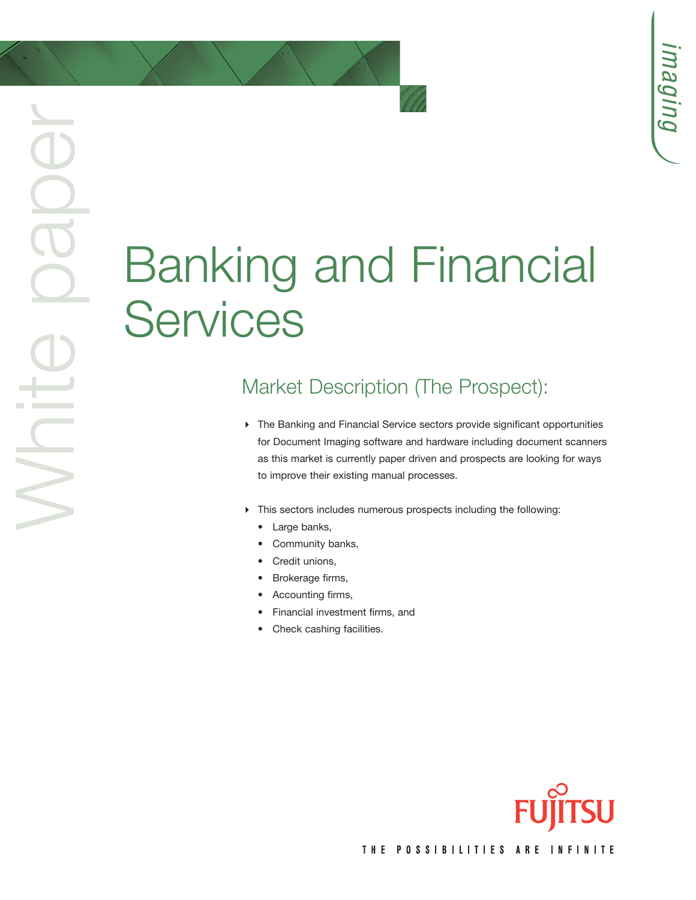White paper

imaging

# Banking and Financial Services

## Market Description (The Prospect):

- The Banking and Financial Service sectors provide significant opportunities for Document Imaging software and hardware including document scanners as this market is currently paper driven and prospects are looking for ways to improve their existing manual processes.

- This sectors includes numerous prospects including the following:
  - Large banks,
  - Community banks,
  - Credit unions,
  - Brokerage firms,
  - Accounting firms,
  - Financial investment firms, and
  - Check cashing facilities.

FUJITSU

THE POSSIBILITIES ARE INFINITE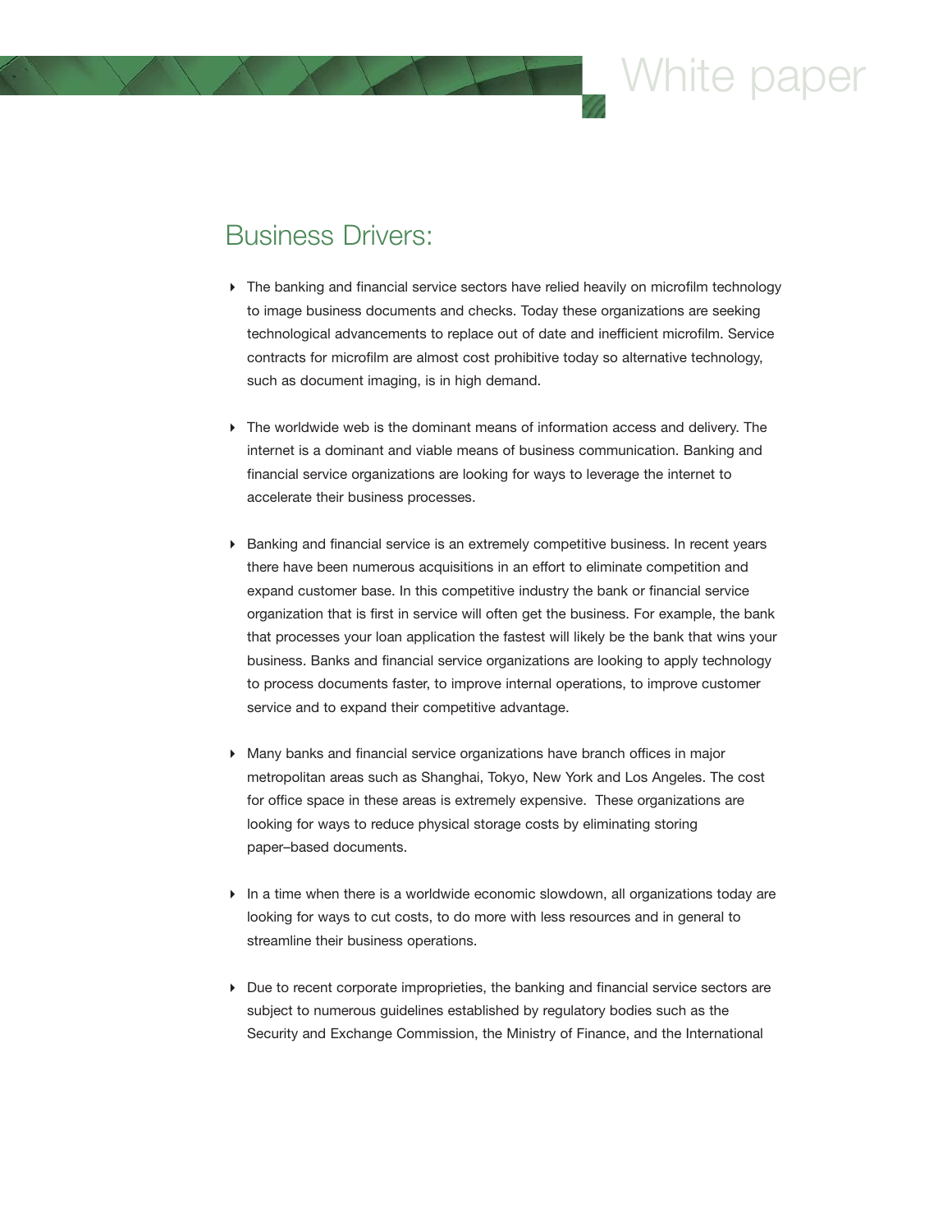## Business Drivers:

- The banking and financial service sectors have relied heavily on microfilm technology to image business documents and checks. Today these organizations are seeking technological advancements to replace out of date and inefficient microfilm. Service contracts for microfilm are almost cost prohibitive today so alternative technology, such as document imaging, is in high demand.

- The worldwide web is the dominant means of information access and delivery. The internet is a dominant and viable means of business communication. Banking and financial service organizations are looking for ways to leverage the internet to accelerate their business processes.

- Banking and financial service is an extremely competitive business. In recent years there have been numerous acquisitions in an effort to eliminate competition and expand customer base. In this competitive industry the bank or financial service organization that is first in service will often get the business. For example, the bank that processes your loan application the fastest will likely be the bank that wins your business. Banks and financial service organizations are looking to apply technology to process documents faster, to improve internal operations, to improve customer service and to expand their competitive advantage.

- Many banks and financial service organizations have branch offices in major metropolitan areas such as Shanghai, Tokyo, New York and Los Angeles. The cost for office space in these areas is extremely expensive. These organizations are looking for ways to reduce physical storage costs by eliminating storing paper–based documents.

- In a time when there is a worldwide economic slowdown, all organizations today are looking for ways to cut costs, to do more with less resources and in general to streamline their business operations.

- Due to recent corporate improprieties, the banking and financial service sectors are subject to numerous guidelines established by regulatory bodies such as the Security and Exchange Commission, the Ministry of Finance, and the International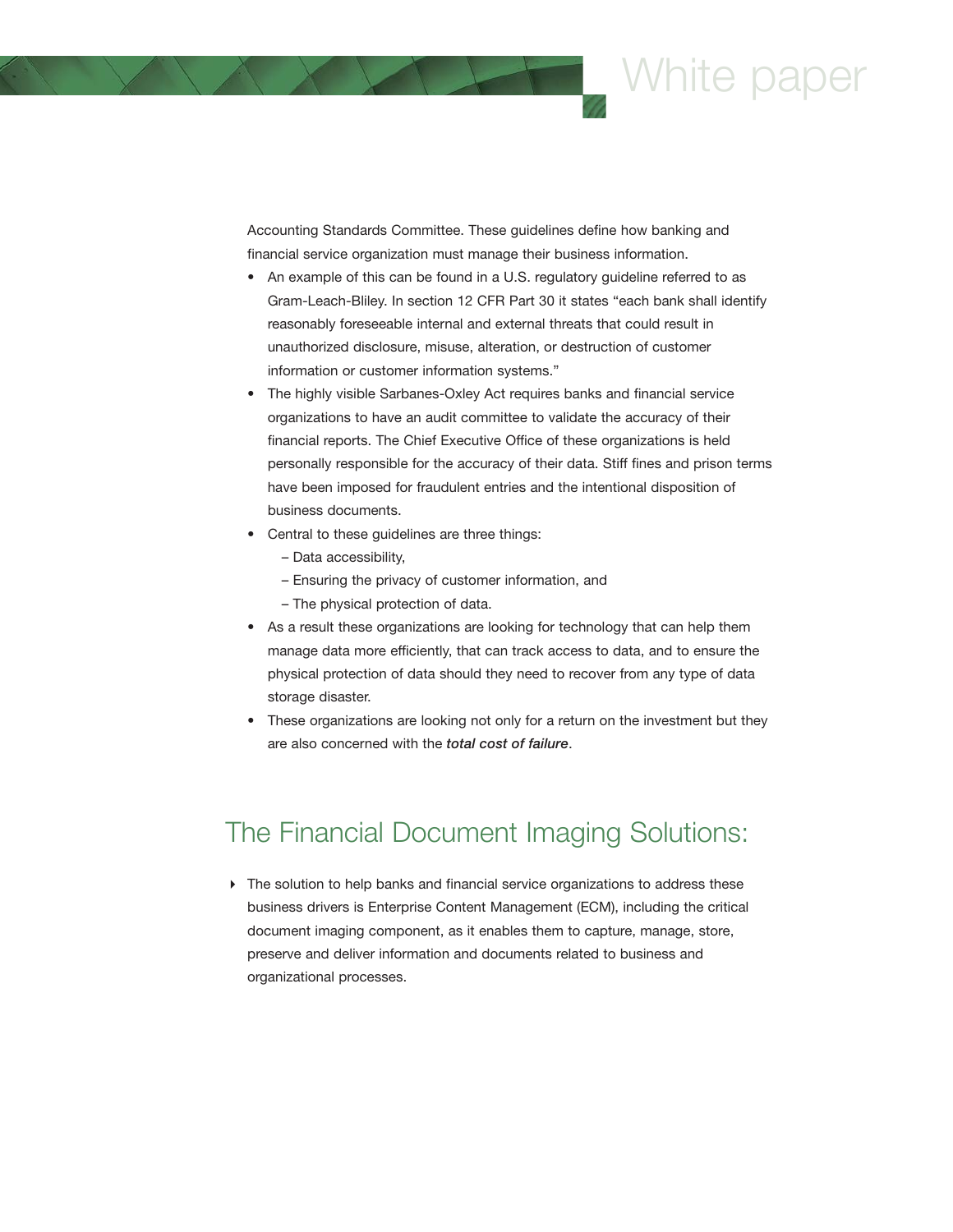Accounting Standards Committee. These guidelines define how banking and financial service organization must manage their business information.

- An example of this can be found in a U.S. regulatory guideline referred to as Gram-Leach-Bliley. In section 12 CFR Part 30 it states "each bank shall identify reasonably foreseeable internal and external threats that could result in unauthorized disclosure, misuse, alteration, or destruction of customer information or customer information systems."
- The highly visible Sarbanes-Oxley Act requires banks and financial service organizations to have an audit committee to validate the accuracy of their financial reports. The Chief Executive Office of these organizations is held personally responsible for the accuracy of their data. Stiff fines and prison terms have been imposed for fraudulent entries and the intentional disposition of business documents.
- Central to these guidelines are three things:
  - Data accessibility,
  - Ensuring the privacy of customer information, and
  - The physical protection of data.
- As a result these organizations are looking for technology that can help them manage data more efficiently, that can track access to data, and to ensure the physical protection of data should they need to recover from any type of data storage disaster.
- These organizations are looking not only for a return on the investment but they are also concerned with the ***total cost of failure***.

## The Financial Document Imaging Solutions:

- The solution to help banks and financial service organizations to address these business drivers is Enterprise Content Management (ECM), including the critical document imaging component, as it enables them to capture, manage, store, preserve and deliver information and documents related to business and organizational processes.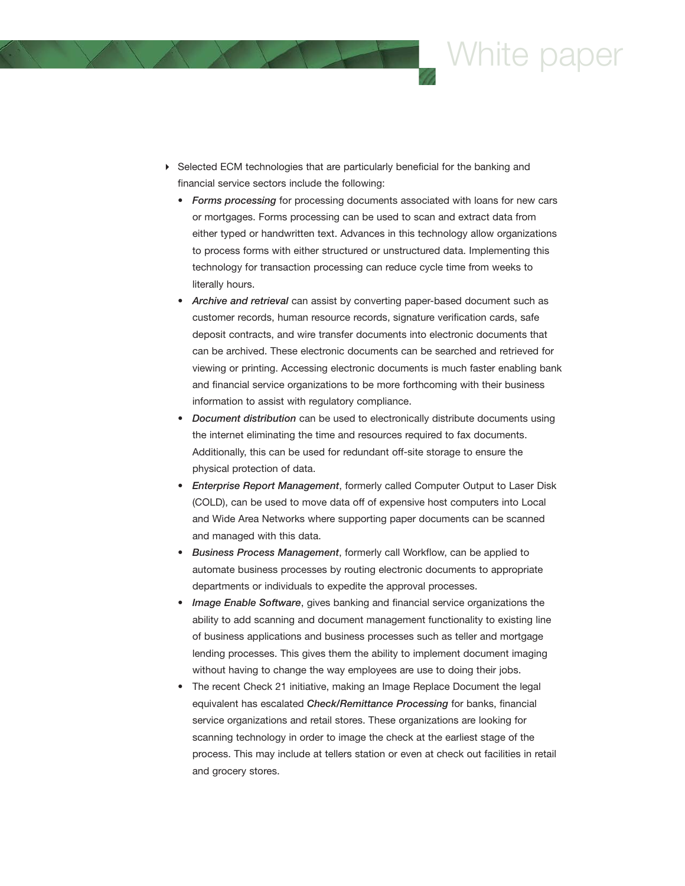- Selected ECM technologies that are particularly beneficial for the banking and financial service sectors include the following:
  - ***Forms processing*** for processing documents associated with loans for new cars or mortgages. Forms processing can be used to scan and extract data from either typed or handwritten text. Advances in this technology allow organizations to process forms with either structured or unstructured data. Implementing this technology for transaction processing can reduce cycle time from weeks to literally hours.
  - ***Archive and retrieval*** can assist by converting paper-based document such as customer records, human resource records, signature verification cards, safe deposit contracts, and wire transfer documents into electronic documents that can be archived. These electronic documents can be searched and retrieved for viewing or printing. Accessing electronic documents is much faster enabling bank and financial service organizations to be more forthcoming with their business information to assist with regulatory compliance.
  - ***Document distribution*** can be used to electronically distribute documents using the internet eliminating the time and resources required to fax documents. Additionally, this can be used for redundant off-site storage to ensure the physical protection of data.
  - ***Enterprise Report Management***, formerly called Computer Output to Laser Disk (COLD), can be used to move data off of expensive host computers into Local and Wide Area Networks where supporting paper documents can be scanned and managed with this data.
  - ***Business Process Management***, formerly call Workflow, can be applied to automate business processes by routing electronic documents to appropriate departments or individuals to expedite the approval processes.
  - ***Image Enable Software***, gives banking and financial service organizations the ability to add scanning and document management functionality to existing line of business applications and business processes such as teller and mortgage lending processes. This gives them the ability to implement document imaging without having to change the way employees are use to doing their jobs.
  - The recent Check 21 initiative, making an Image Replace Document the legal equivalent has escalated ***Check/Remittance Processing*** for banks, financial service organizations and retail stores. These organizations are looking for scanning technology in order to image the check at the earliest stage of the process. This may include at tellers station or even at check out facilities in retail and grocery stores.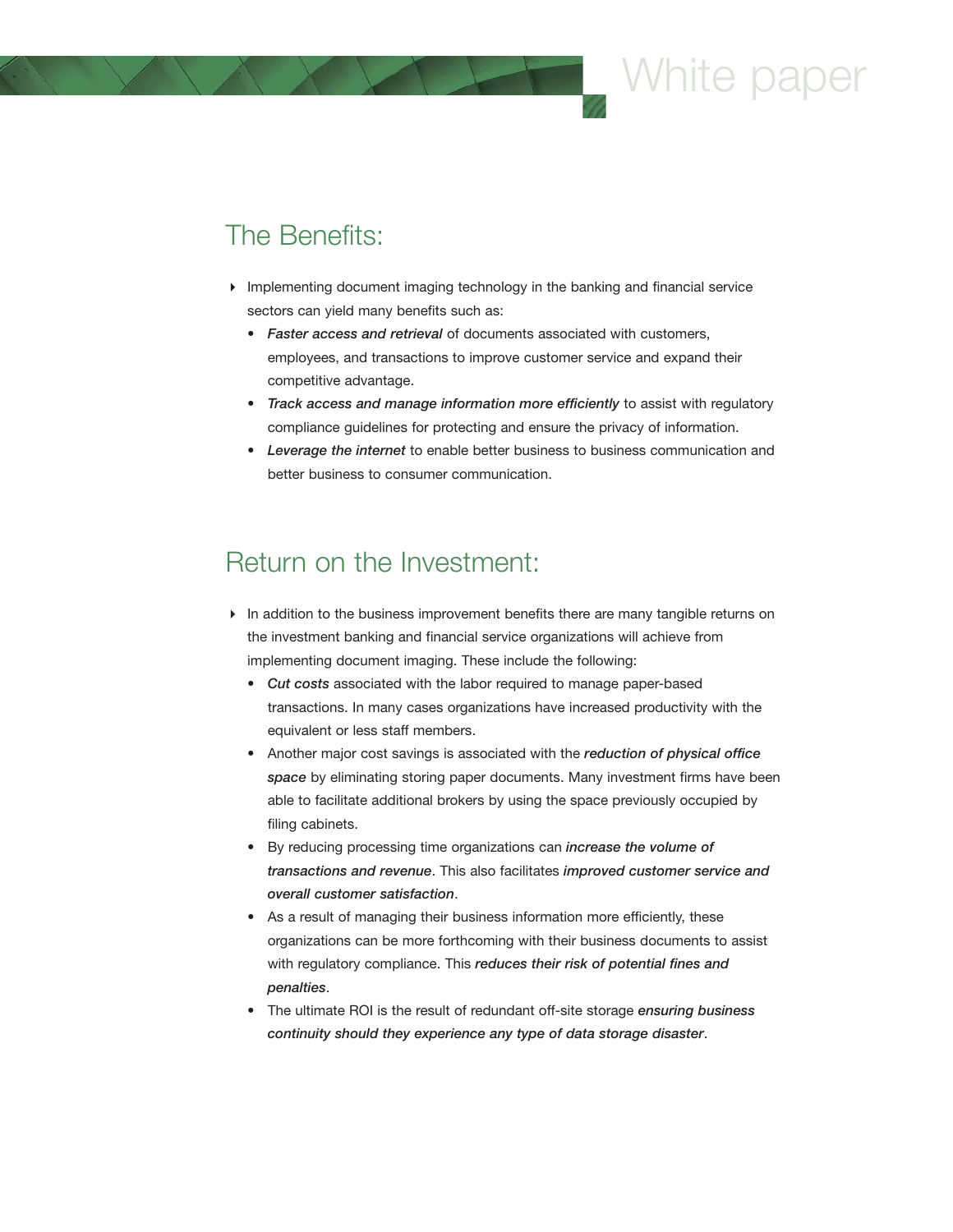## The Benefits:

- Implementing document imaging technology in the banking and financial service sectors can yield many benefits such as:
  - ***Faster access and retrieval*** of documents associated with customers, employees, and transactions to improve customer service and expand their competitive advantage.
  - ***Track access and manage information more efficiently*** to assist with regulatory compliance guidelines for protecting and ensure the privacy of information.
  - ***Leverage the internet*** to enable better business to business communication and better business to consumer communication.

## Return on the Investment:

- In addition to the business improvement benefits there are many tangible returns on the investment banking and financial service organizations will achieve from implementing document imaging. These include the following:
  - ***Cut costs*** associated with the labor required to manage paper-based transactions. In many cases organizations have increased productivity with the equivalent or less staff members.
  - Another major cost savings is associated with the ***reduction of physical office space*** by eliminating storing paper documents. Many investment firms have been able to facilitate additional brokers by using the space previously occupied by filing cabinets.
  - By reducing processing time organizations can ***increase the volume of transactions and revenue***. This also facilitates ***improved customer service and overall customer satisfaction***.
  - As a result of managing their business information more efficiently, these organizations can be more forthcoming with their business documents to assist with regulatory compliance. This ***reduces their risk of potential fines and penalties***.
  - The ultimate ROI is the result of redundant off-site storage ***ensuring business continuity should they experience any type of data storage disaster***.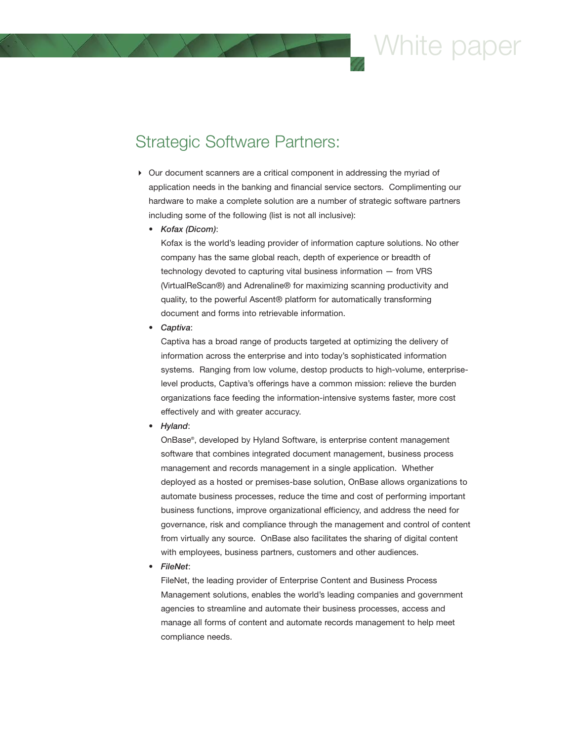## Strategic Software Partners:

- Our document scanners are a critical component in addressing the myriad of application needs in the banking and financial service sectors. Complimenting our hardware to make a complete solution are a number of strategic software partners including some of the following (list is not all inclusive):
  - ***Kofax (Dicom)***:
    Kofax is the world's leading provider of information capture solutions. No other company has the same global reach, depth of experience or breadth of technology devoted to capturing vital business information — from VRS (VirtualReScan®) and Adrenaline® for maximizing scanning productivity and quality, to the powerful Ascent® platform for automatically transforming document and forms into retrievable information.
  - ***Captiva***:
    Captiva has a broad range of products targeted at optimizing the delivery of information across the enterprise and into today's sophisticated information systems. Ranging from low volume, destop products to high-volume, enterprise-level products, Captiva's offerings have a common mission: relieve the burden organizations face feeding the information-intensive systems faster, more cost effectively and with greater accuracy.
  - ***Hyland***:
    OnBase®, developed by Hyland Software, is enterprise content management software that combines integrated document management, business process management and records management in a single application. Whether deployed as a hosted or premises-base solution, OnBase allows organizations to automate business processes, reduce the time and cost of performing important business functions, improve organizational efficiency, and address the need for governance, risk and compliance through the management and control of content from virtually any source. OnBase also facilitates the sharing of digital content with employees, business partners, customers and other audiences.
  - ***FileNet***:
    FileNet, the leading provider of Enterprise Content and Business Process Management solutions, enables the world's leading companies and government agencies to streamline and automate their business processes, access and manage all forms of content and automate records management to help meet compliance needs.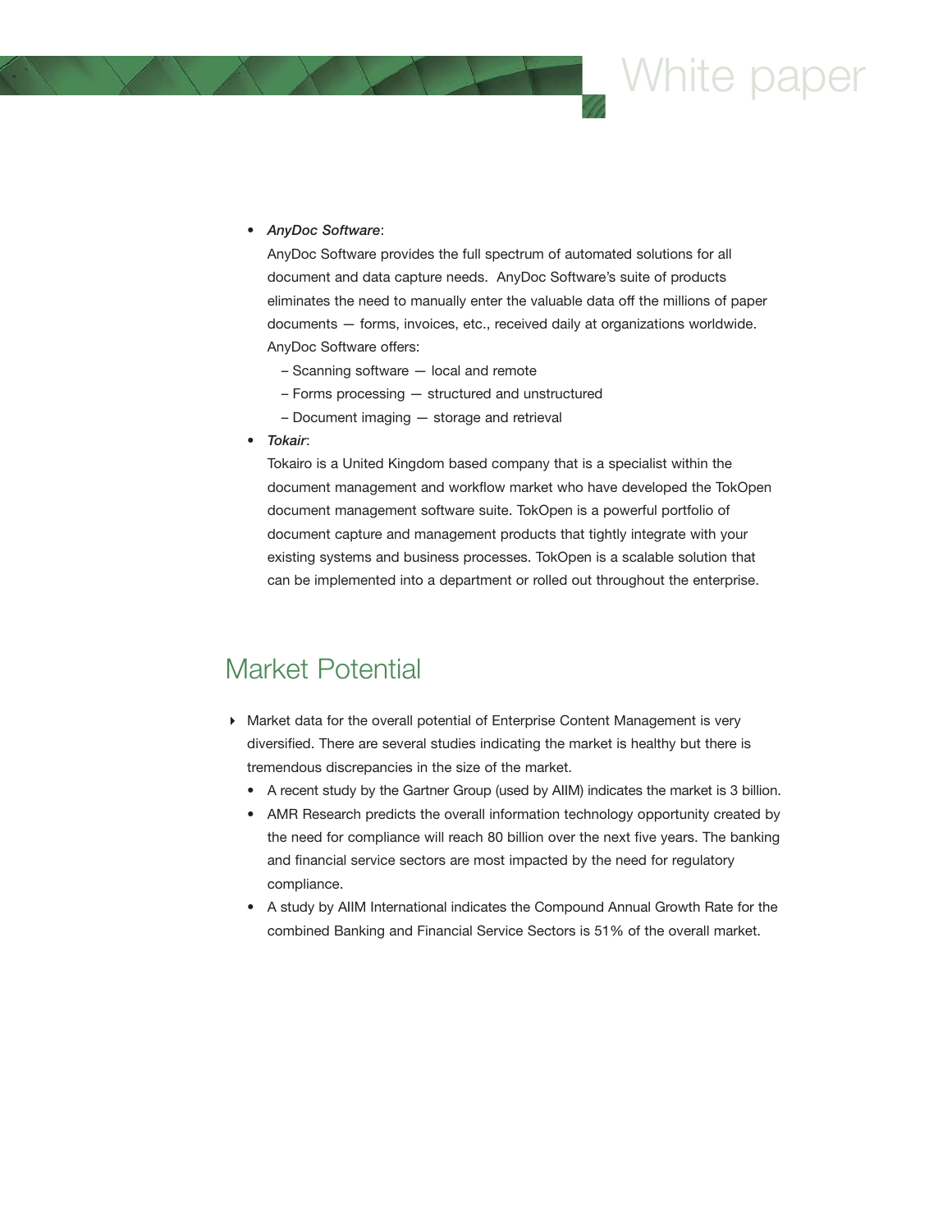- *AnyDoc Software*:

  AnyDoc Software provides the full spectrum of automated solutions for all document and data capture needs.  AnyDoc Software's suite of products eliminates the need to manually enter the valuable data off the millions of paper documents — forms, invoices, etc., received daily at organizations worldwide. AnyDoc Software offers:

  – Scanning software — local and remote

  – Forms processing — structured and unstructured

  – Document imaging — storage and retrieval

- *Tokair*:

  Tokairo is a United Kingdom based company that is a specialist within the document management and workflow market who have developed the TokOpen document management software suite. TokOpen is a powerful portfolio of document capture and management products that tightly integrate with your existing systems and business processes. TokOpen is a scalable solution that can be implemented into a department or rolled out throughout the enterprise.

## Market Potential

- Market data for the overall potential of Enterprise Content Management is very diversified. There are several studies indicating the market is healthy but there is tremendous discrepancies in the size of the market.
  - A recent study by the Gartner Group (used by AIIM) indicates the market is 3 billion.
  - AMR Research predicts the overall information technology opportunity created by the need for compliance will reach 80 billion over the next five years. The banking and financial service sectors are most impacted by the need for regulatory compliance.
  - A study by AIIM International indicates the Compound Annual Growth Rate for the combined Banking and Financial Service Sectors is 51% of the overall market.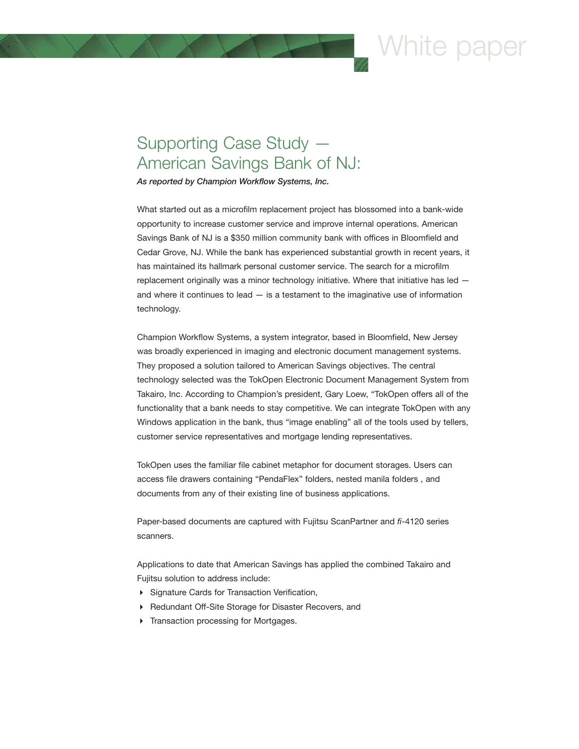# Supporting Case Study — American Savings Bank of NJ:

*As reported by Champion Workflow Systems, Inc.*

What started out as a microfilm replacement project has blossomed into a bank-wide opportunity to increase customer service and improve internal operations. American Savings Bank of NJ is a $350 million community bank with offices in Bloomfield and Cedar Grove, NJ. While the bank has experienced substantial growth in recent years, it has maintained its hallmark personal customer service. The search for a microfilm replacement originally was a minor technology initiative. Where that initiative has led — and where it continues to lead — is a testament to the imaginative use of information technology.

Champion Workflow Systems, a system integrator, based in Bloomfield, New Jersey was broadly experienced in imaging and electronic document management systems. They proposed a solution tailored to American Savings objectives. The central technology selected was the TokOpen Electronic Document Management System from Takairo, Inc. According to Champion's president, Gary Loew, "TokOpen offers all of the functionality that a bank needs to stay competitive. We can integrate TokOpen with any Windows application in the bank, thus "image enabling" all of the tools used by tellers, customer service representatives and mortgage lending representatives.

TokOpen uses the familiar file cabinet metaphor for document storages. Users can access file drawers containing "PendaFlex" folders, nested manila folders , and documents from any of their existing line of business applications.

Paper-based documents are captured with Fujitsu ScanPartner and *fi*-4120 series scanners.

Applications to date that American Savings has applied the combined Takairo and Fujitsu solution to address include:

- Signature Cards for Transaction Verification,
- Redundant Off-Site Storage for Disaster Recovers, and
- Transaction processing for Mortgages.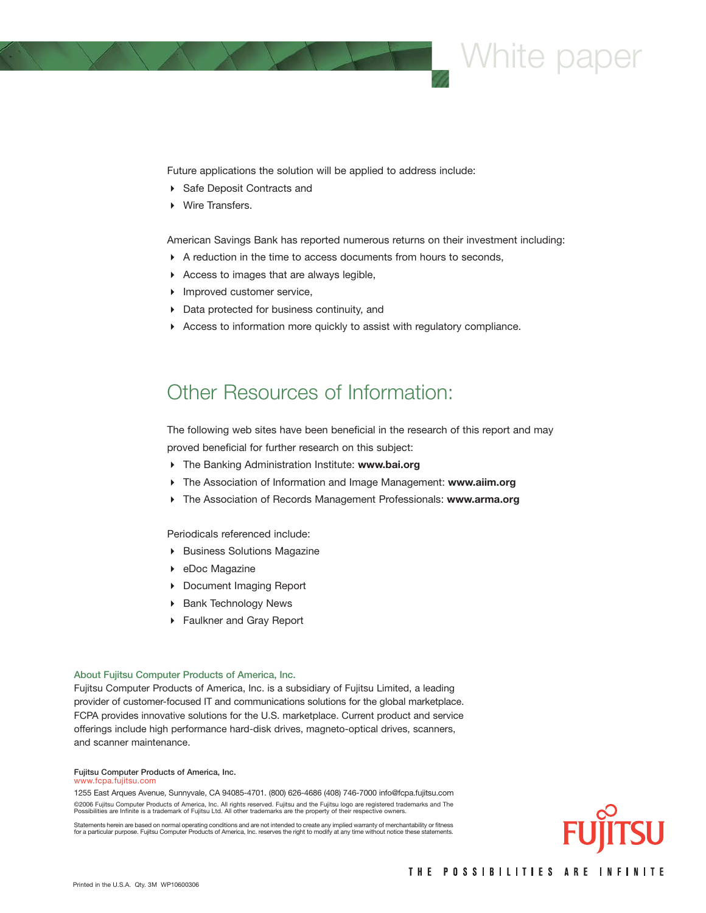Future applications the solution will be applied to address include:

- Safe Deposit Contracts and
- Wire Transfers.

American Savings Bank has reported numerous returns on their investment including:

- A reduction in the time to access documents from hours to seconds,
- Access to images that are always legible,
- Improved customer service,
- Data protected for business continuity, and
- Access to information more quickly to assist with regulatory compliance.

## Other Resources of Information:

The following web sites have been beneficial in the research of this report and may proved beneficial for further research on this subject:

- The Banking Administration Institute: **www.bai.org**
- The Association of Information and Image Management: **www.aiim.org**
- The Association of Records Management Professionals: **www.arma.org**

Periodicals referenced include:

- Business Solutions Magazine
- eDoc Magazine
- Document Imaging Report
- Bank Technology News
- Faulkner and Gray Report

### About Fujitsu Computer Products of America, Inc.

Fujitsu Computer Products of America, Inc. is a subsidiary of Fujitsu Limited, a leading provider of customer-focused IT and communications solutions for the global marketplace. FCPA provides innovative solutions for the U.S. marketplace. Current product and service offerings include high performance hard-disk drives, magneto-optical drives, scanners, and scanner maintenance.

**Fujitsu Computer Products of America, Inc.**
www.fcpa.fujitsu.com

1255 East Arques Avenue, Sunnyvale, CA 94085-4701. (800) 626-4686 (408) 746-7000 info@fcpa.fujitsu.com

©2006 Fujitsu Computer Products of America, Inc. All rights reserved. Fujitsu and the Fujitsu logo are registered trademarks and The Possibilities are Infinite is a trademark of Fujitsu Ltd. All other trademarks are the property of their respective owners.

Statements herein are based on normal operating conditions and are not intended to create any implied warranty of merchantability or fitness for a particular purpose. Fujitsu Computer Products of America, Inc. reserves the right to modify at any time without notice these statements.

FUJITSU

THE POSSIBILITIES ARE INFINITE

Printed in the U.S.A. Qty. 3M WP10600306